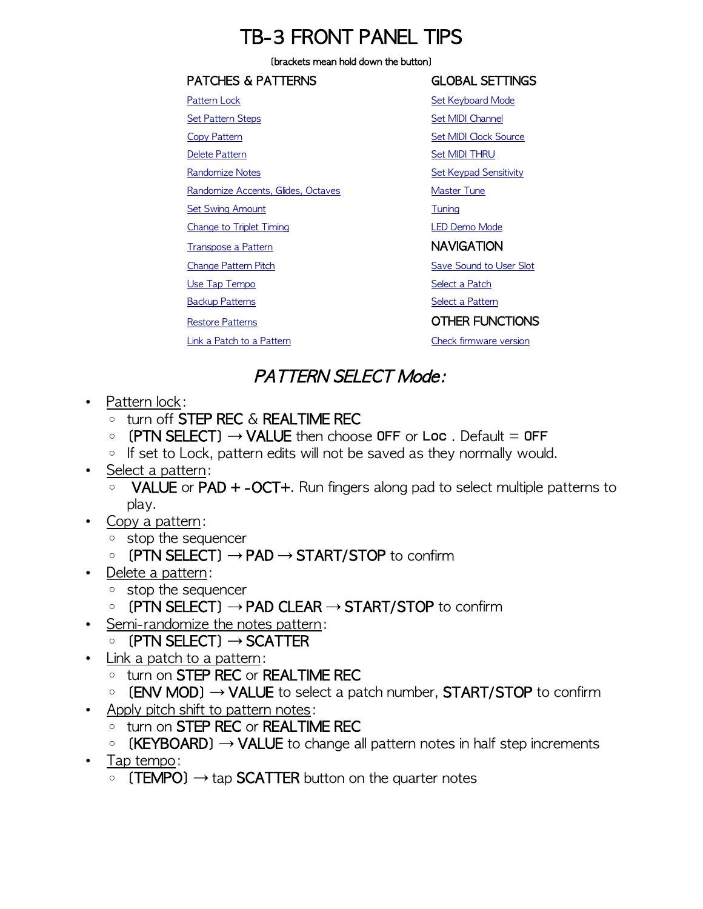# TB-3 FRONT PANEL TIPS

(brackets mean hold down the button)

## PATCHES & PATTERNS

- Pattern Lock
- Set Pattern Steps
- Copy Pattern
- Delete Pattern
- Randomize Notes
- Randomize Accents, Glides, Octaves
- Set Swing Amount
- Change to Triplet Timing
- Transpose a Pattern
- Change Pattern Pitch
- Use Tap Tempo
- Backup Patterns
- Restore Patterns
- Link a Patch to a Pattern

## GLOBAL SETTINGS

- Set Keyboard Mode
- Set MIDI Channel
- Set MIDI Clock Source
- Set MIDI THRU
- Set Keypad Sensitivity
- Master Tune
- Tuning
- LED Demo Mode

## NAVIGATION

- Save Sound to User Slot
- Select a Patch
- Select a Pattern

## OTHER FUNCTIONS

- Check firmware version

## *PATTERN SELECT Mode:*

- Pattern lock:
  - turn off STEP REC & REALTIME REC
  - (PTN SELECT) → VALUE then choose `OFF` or `Loc`. Default = `OFF`
  - If set to Lock, pattern edits will not be saved as they normally would.
- Select a pattern:
  - VALUE or PAD + -OCT+. Run fingers along pad to select multiple patterns to play.
- Copy a pattern:
  - stop the sequencer
  - (PTN SELECT) → PAD → START/STOP to confirm
- Delete a pattern:
  - stop the sequencer
  - (PTN SELECT) → PAD CLEAR → START/STOP to confirm
- Semi-randomize the notes pattern:
  - (PTN SELECT) → SCATTER
- Link a patch to a pattern:
  - turn on STEP REC or REALTIME REC
  - (ENV MOD) → VALUE to select a patch number, START/STOP to confirm
- Apply pitch shift to pattern notes:
  - turn on STEP REC or REALTIME REC
  - (KEYBOARD) → VALUE to change all pattern notes in half step increments
- Tap tempo:
  - (TEMPO) → tap SCATTER button on the quarter notes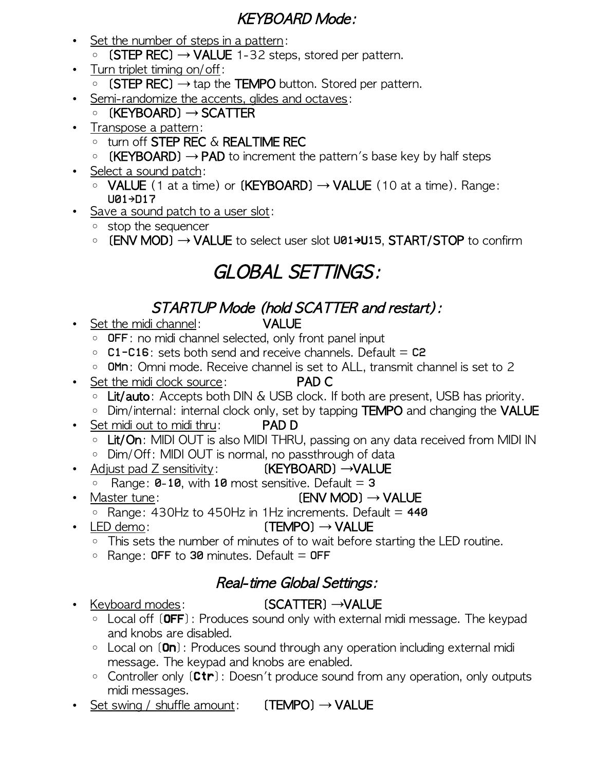## *KEYBOARD Mode:*

- Set the number of steps in a pattern:
  - [STEP REC] → VALUE 1-32 steps, stored per pattern.
- Turn triplet timing on/off:
  - [STEP REC] → tap the TEMPO button. Stored per pattern.
- Semi-randomize the accents, glides and octaves:
  - [KEYBOARD] → SCATTER
- Transpose a pattern:
  - turn off STEP REC & REALTIME REC
  - [KEYBOARD] → PAD to increment the pattern's base key by half steps
- Select a sound patch:
  - VALUE (1 at a time) or [KEYBOARD] → VALUE (10 at a time). Range: U01→D17
- Save a sound patch to a user slot:
  - stop the sequencer
  - [ENV MOD] → VALUE to select user slot U01→U15, START/STOP to confirm

# *GLOBAL SETTINGS:*

## *STARTUP Mode (hold SCATTER and restart):*

- Set the midi channel: VALUE
  - OFF: no midi channel selected, only front panel input
  - C1-C16: sets both send and receive channels. Default = C2
  - OMn: Omni mode. Receive channel is set to ALL, transmit channel is set to 2
- Set the midi clock source: PAD C
  - Lit/auto: Accepts both DIN & USB clock. If both are present, USB has priority.
  - Dim/internal: internal clock only, set by tapping TEMPO and changing the VALUE
- Set midi out to midi thru: PAD D
  - Lit/On: MIDI OUT is also MIDI THRU, passing on any data received from MIDI IN
  - Dim/Off: MIDI OUT is normal, no passthrough of data
- Adjust pad Z sensitivity: [KEYBOARD] →VALUE
  - Range: 0-10, with 10 most sensitive. Default = 3
- Master tune: [ENV MOD] → VALUE
  - Range: 430Hz to 450Hz in 1Hz increments. Default = 440
- LED demo: [TEMPO] → VALUE
  - This sets the number of minutes of to wait before starting the LED routine.
  - Range: OFF to 30 minutes. Default = OFF

## *Real-time Global Settings:*

- Keyboard modes: [SCATTER] →VALUE
  - Local off [OFF]: Produces sound only with external midi message. The keypad and knobs are disabled.
  - Local on [On]: Produces sound through any operation including external midi message. The keypad and knobs are enabled.
  - Controller only [Ctr]: Doesn't produce sound from any operation, only outputs midi messages.
- Set swing / shuffle amount: [TEMPO] → VALUE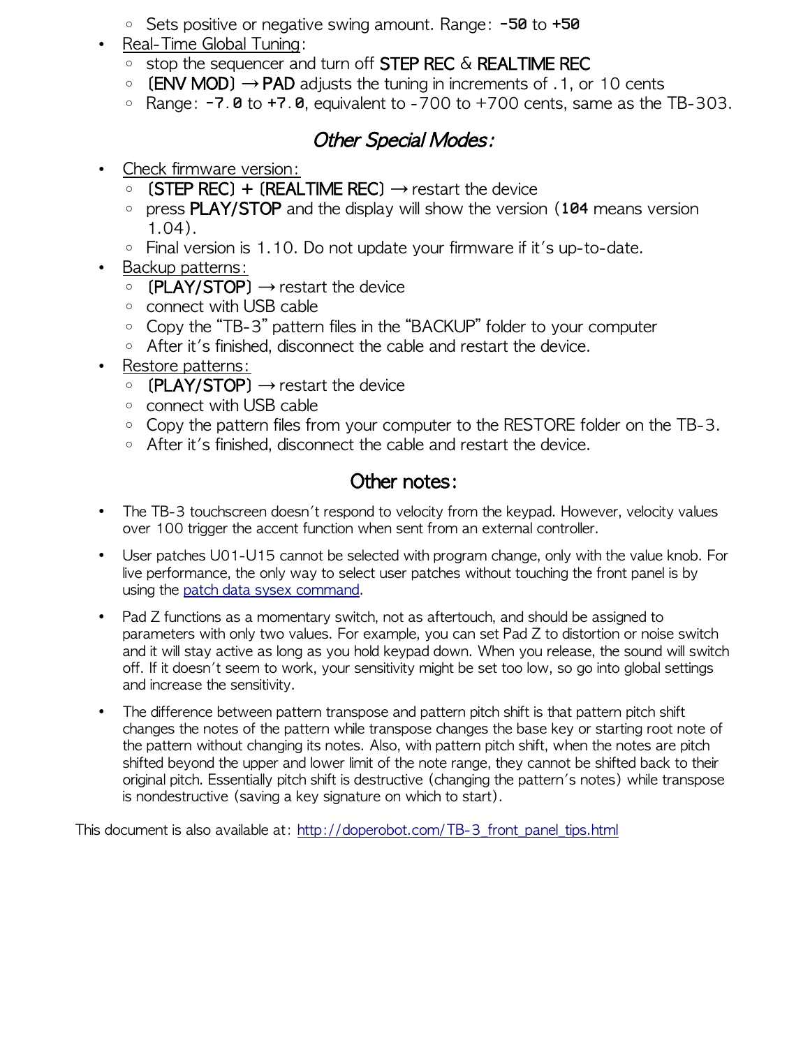- Sets positive or negative swing amount. Range: **-50** to **+50**
- Real-Time Global Tuning:
  - stop the sequencer and turn off STEP REC & REALTIME REC
  - [ENV MOD] → PAD adjusts the tuning in increments of .1, or 10 cents
  - Range: **-7.0** to **+7.0**, equivalent to -700 to +700 cents, same as the TB-303.

## *Other Special Modes:*

- Check firmware version:
  - [STEP REC] + [REALTIME REC] → restart the device
  - press PLAY/STOP and the display will show the version (**104** means version 1.04).
  - Final version is 1.10. Do not update your firmware if it's up-to-date.
- Backup patterns:
  - [PLAY/STOP] → restart the device
  - connect with USB cable
  - Copy the "TB-3" pattern files in the "BACKUP" folder to your computer
  - After it's finished, disconnect the cable and restart the device.
- Restore patterns:
  - [PLAY/STOP] → restart the device
  - connect with USB cable
  - Copy the pattern files from your computer to the RESTORE folder on the TB-3.
  - After it's finished, disconnect the cable and restart the device.

## Other notes:

- The TB-3 touchscreen doesn't respond to velocity from the keypad. However, velocity values over 100 trigger the accent function when sent from an external controller.
- User patches U01-U15 cannot be selected with program change, only with the value knob. For live performance, the only way to select user patches without touching the front panel is by using the patch data sysex command.
- Pad Z functions as a momentary switch, not as aftertouch, and should be assigned to parameters with only two values. For example, you can set Pad Z to distortion or noise switch and it will stay active as long as you hold keypad down. When you release, the sound will switch off. If it doesn't seem to work, your sensitivity might be set too low, so go into global settings and increase the sensitivity.
- The difference between pattern transpose and pattern pitch shift is that pattern pitch shift changes the notes of the pattern while transpose changes the base key or starting root note of the pattern without changing its notes. Also, with pattern pitch shift, when the notes are pitch shifted beyond the upper and lower limit of the note range, they cannot be shifted back to their original pitch. Essentially pitch shift is destructive (changing the pattern's notes) while transpose is nondestructive (saving a key signature on which to start).

This document is also available at: http://doperobot.com/TB-3_front_panel_tips.html